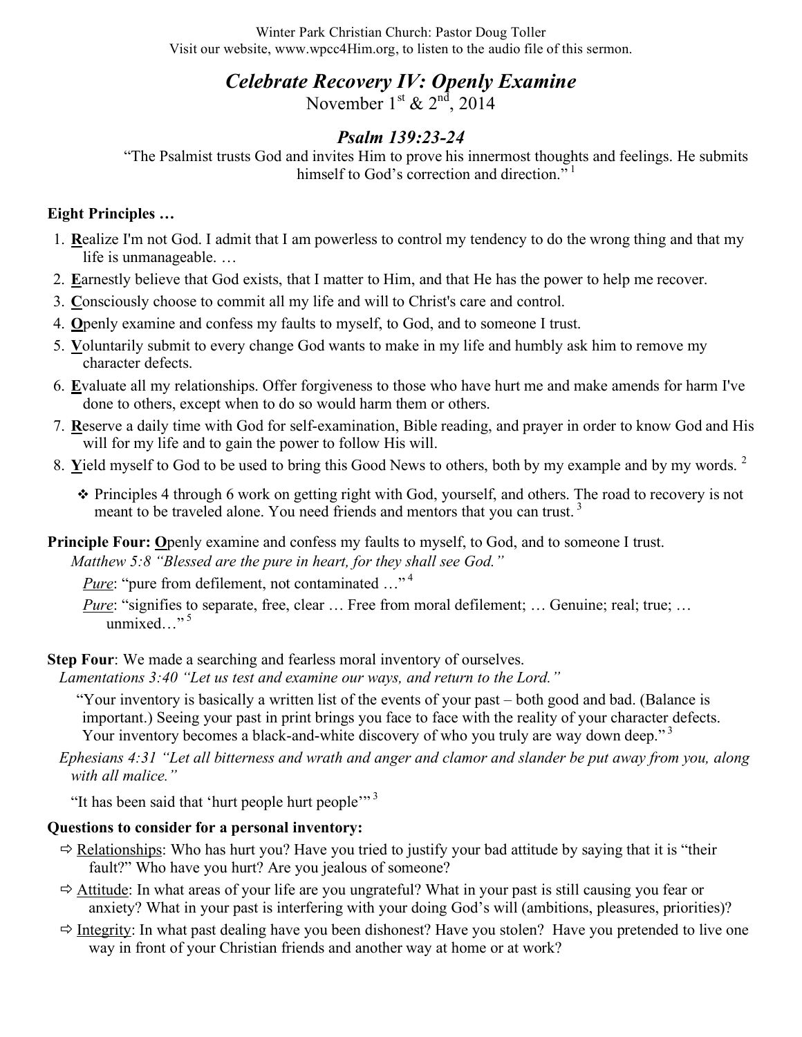Winter Park Christian Church: Pastor Doug Toller
Visit our website, www.wpcc4Him.org, to listen to the audio file of this sermon.

# *Celebrate Recovery IV: Openly Examine*

November 1st & 2nd, 2014

## *Psalm 139:23-24*

"The Psalmist trusts God and invites Him to prove his innermost thoughts and feelings. He submits himself to God's correction and direction."[1]

**Eight Principles …**

1. **R**ealize I'm not God. I admit that I am powerless to control my tendency to do the wrong thing and that my life is unmanageable. …
2. **E**arnestly believe that God exists, that I matter to Him, and that He has the power to help me recover.
3. **C**onsciously choose to commit all my life and will to Christ's care and control.
4. **O**penly examine and confess my faults to myself, to God, and to someone I trust.
5. **V**oluntarily submit to every change God wants to make in my life and humbly ask him to remove my character defects.
6. **E**valuate all my relationships. Offer forgiveness to those who have hurt me and make amends for harm I've done to others, except when to do so would harm them or others.
7. **R**eserve a daily time with God for self-examination, Bible reading, and prayer in order to know God and His will for my life and to gain the power to follow His will.
8. **Y**ield myself to God to be used to bring this Good News to others, both by my example and by my words.[2]

- Principles 4 through 6 work on getting right with God, yourself, and others. The road to recovery is not meant to be traveled alone. You need friends and mentors that you can trust.[3]

**Principle Four: O**penly examine and confess my faults to myself, to God, and to someone I trust.

*Matthew 5:8 "Blessed are the pure in heart, for they shall see God."*

*Pure*: "pure from defilement, not contaminated …"[4]

*Pure*: "signifies to separate, free, clear … Free from moral defilement; … Genuine; real; true; … unmixed…"[5]

**Step Four**: We made a searching and fearless moral inventory of ourselves.

*Lamentations 3:40 "Let us test and examine our ways, and return to the Lord."*

"Your inventory is basically a written list of the events of your past – both good and bad. (Balance is important.) Seeing your past in print brings you face to face with the reality of your character defects. Your inventory becomes a black-and-white discovery of who you truly are way down deep."[3]

*Ephesians 4:31 "Let all bitterness and wrath and anger and clamor and slander be put away from you, along with all malice."*

"It has been said that 'hurt people hurt people'"[3]

**Questions to consider for a personal inventory:**

- ⇨ Relationships: Who has hurt you? Have you tried to justify your bad attitude by saying that it is "their fault?" Who have you hurt? Are you jealous of someone?
- ⇨ Attitude: In what areas of your life are you ungrateful? What in your past is still causing you fear or anxiety? What in your past is interfering with your doing God's will (ambitions, pleasures, priorities)?
- ⇨ Integrity: In what past dealing have you been dishonest? Have you stolen? Have you pretended to live one way in front of your Christian friends and another way at home or at work?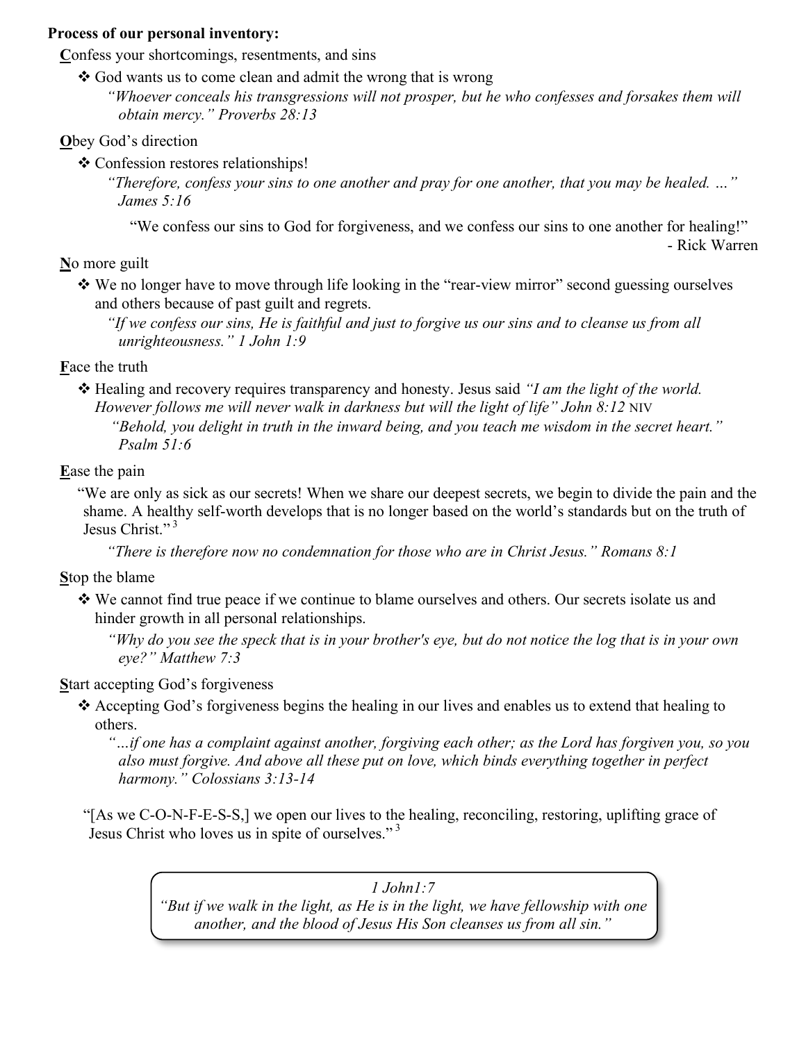**Process of our personal inventory:**

**C**onfess your shortcomings, resentments, and sins

- God wants us to come clean and admit the wrong that is wrong

  *"Whoever conceals his transgressions will not prosper, but he who confesses and forsakes them will obtain mercy." Proverbs 28:13*

**O**bey God's direction

- Confession restores relationships!

  *"Therefore, confess your sins to one another and pray for one another, that you may be healed. …" James 5:16*

  "We confess our sins to God for forgiveness, and we confess our sins to one another for healing!" - Rick Warren

**N**o more guilt

- We no longer have to move through life looking in the "rear-view mirror" second guessing ourselves and others because of past guilt and regrets.

  *"If we confess our sins, He is faithful and just to forgive us our sins and to cleanse us from all unrighteousness." 1 John 1:9*

**F**ace the truth

- Healing and recovery requires transparency and honesty. Jesus said *"I am the light of the world. However follows me will never walk in darkness but will the light of life" John 8:12* NIV

  *"Behold, you delight in truth in the inward being, and you teach me wisdom in the secret heart." Psalm 51:6*

**E**ase the pain

"We are only as sick as our secrets! When we share our deepest secrets, we begin to divide the pain and the shame. A healthy self-worth develops that is no longer based on the world's standards but on the truth of Jesus Christ."[3]

*"There is therefore now no condemnation for those who are in Christ Jesus." Romans 8:1*

**S**top the blame

- We cannot find true peace if we continue to blame ourselves and others. Our secrets isolate us and hinder growth in all personal relationships.

  *"Why do you see the speck that is in your brother's eye, but do not notice the log that is in your own eye?" Matthew 7:3*

**S**tart accepting God's forgiveness

- Accepting God's forgiveness begins the healing in our lives and enables us to extend that healing to others.

  *"…if one has a complaint against another, forgiving each other; as the Lord has forgiven you, so you also must forgive. And above all these put on love, which binds everything together in perfect harmony." Colossians 3:13-14*

"[As we C-O-N-F-E-S-S,] we open our lives to the healing, reconciling, restoring, uplifting grace of Jesus Christ who loves us in spite of ourselves."[3]

*1 John1:7*
*"But if we walk in the light, as He is in the light, we have fellowship with one another, and the blood of Jesus His Son cleanses us from all sin."*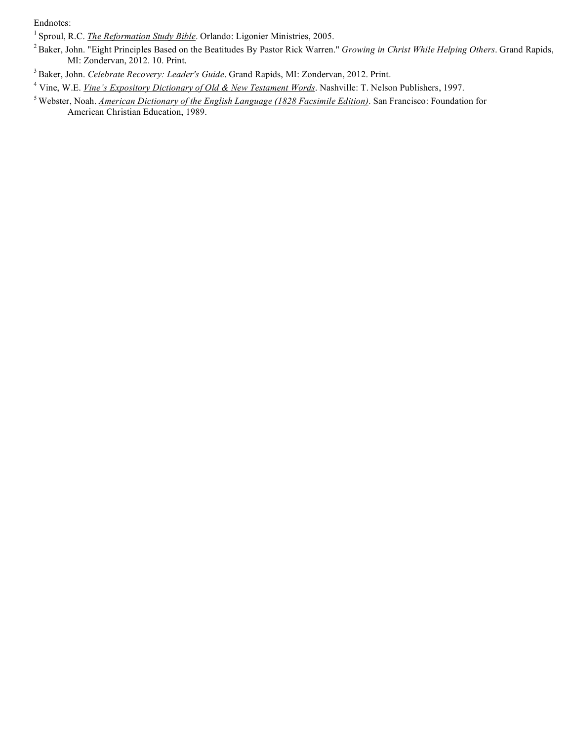Endnotes:

[1] Sproul, R.C. *The Reformation Study Bible*. Orlando: Ligonier Ministries, 2005.

[2] Baker, John. "Eight Principles Based on the Beatitudes By Pastor Rick Warren." *Growing in Christ While Helping Others*. Grand Rapids, MI: Zondervan, 2012. 10. Print.

[3] Baker, John. *Celebrate Recovery: Leader's Guide*. Grand Rapids, MI: Zondervan, 2012. Print.

[4] Vine, W.E. *Vine's Expository Dictionary of Old & New Testament Words*. Nashville: T. Nelson Publishers, 1997.

[5] Webster, Noah. *American Dictionary of the English Language (1828 Facsimile Edition)*. San Francisco: Foundation for American Christian Education, 1989.